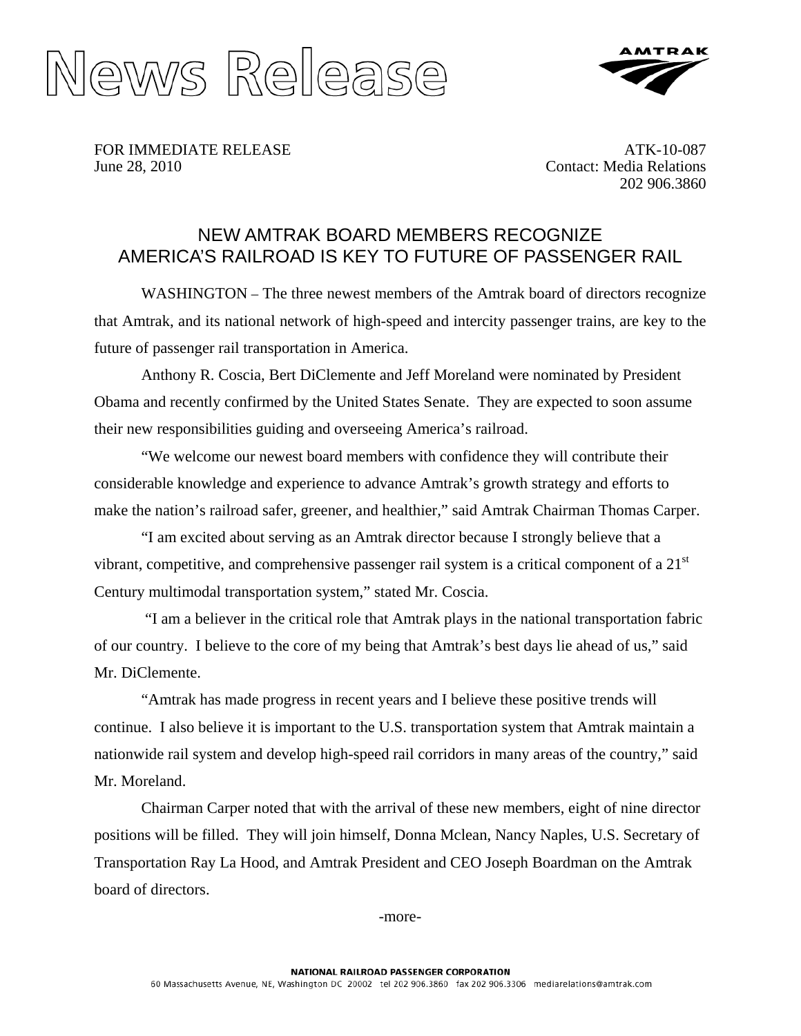# News Release

AMTRAK

FOR IMMEDIATE RELEASE
June 28, 2010

ATK-10-087
Contact: Media Relations
202 906.3860

## NEW AMTRAK BOARD MEMBERS RECOGNIZE AMERICA'S RAILROAD IS KEY TO FUTURE OF PASSENGER RAIL

WASHINGTON – The three newest members of the Amtrak board of directors recognize that Amtrak, and its national network of high-speed and intercity passenger trains, are key to the future of passenger rail transportation in America.

Anthony R. Coscia, Bert DiClemente and Jeff Moreland were nominated by President Obama and recently confirmed by the United States Senate. They are expected to soon assume their new responsibilities guiding and overseeing America's railroad.

"We welcome our newest board members with confidence they will contribute their considerable knowledge and experience to advance Amtrak's growth strategy and efforts to make the nation's railroad safer, greener, and healthier," said Amtrak Chairman Thomas Carper.

"I am excited about serving as an Amtrak director because I strongly believe that a vibrant, competitive, and comprehensive passenger rail system is a critical component of a 21st Century multimodal transportation system," stated Mr. Coscia.

"I am a believer in the critical role that Amtrak plays in the national transportation fabric of our country. I believe to the core of my being that Amtrak's best days lie ahead of us," said Mr. DiClemente.

"Amtrak has made progress in recent years and I believe these positive trends will continue. I also believe it is important to the U.S. transportation system that Amtrak maintain a nationwide rail system and develop high-speed rail corridors in many areas of the country," said Mr. Moreland.

Chairman Carper noted that with the arrival of these new members, eight of nine director positions will be filled. They will join himself, Donna Mclean, Nancy Naples, U.S. Secretary of Transportation Ray La Hood, and Amtrak President and CEO Joseph Boardman on the Amtrak board of directors.

-more-

NATIONAL RAILROAD PASSENGER CORPORATION
60 Massachusetts Avenue, NE, Washington DC 20002 tel 202 906.3860 fax 202 906.3306 mediarelations@amtrak.com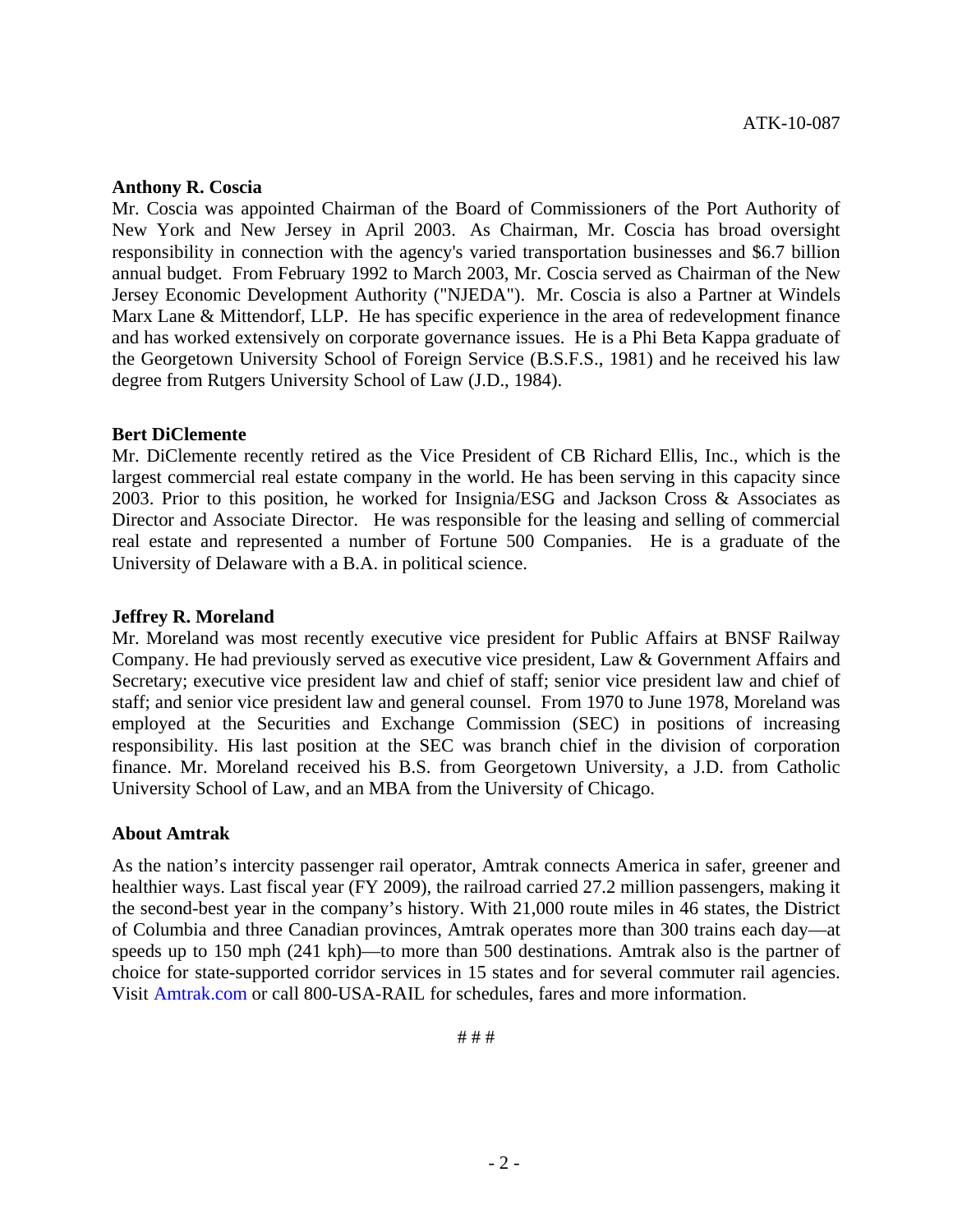ATK-10-087

**Anthony R. Coscia**

Mr. Coscia was appointed Chairman of the Board of Commissioners of the Port Authority of New York and New Jersey in April 2003. As Chairman, Mr. Coscia has broad oversight responsibility in connection with the agency's varied transportation businesses and $6.7 billion annual budget. From February 1992 to March 2003, Mr. Coscia served as Chairman of the New Jersey Economic Development Authority ("NJEDA"). Mr. Coscia is also a Partner at Windels Marx Lane & Mittendorf, LLP. He has specific experience in the area of redevelopment finance and has worked extensively on corporate governance issues. He is a Phi Beta Kappa graduate of the Georgetown University School of Foreign Service (B.S.F.S., 1981) and he received his law degree from Rutgers University School of Law (J.D., 1984).

**Bert DiClemente**

Mr. DiClemente recently retired as the Vice President of CB Richard Ellis, Inc., which is the largest commercial real estate company in the world. He has been serving in this capacity since 2003. Prior to this position, he worked for Insignia/ESG and Jackson Cross & Associates as Director and Associate Director. He was responsible for the leasing and selling of commercial real estate and represented a number of Fortune 500 Companies. He is a graduate of the University of Delaware with a B.A. in political science.

**Jeffrey R. Moreland**

Mr. Moreland was most recently executive vice president for Public Affairs at BNSF Railway Company. He had previously served as executive vice president, Law & Government Affairs and Secretary; executive vice president law and chief of staff; senior vice president law and chief of staff; and senior vice president law and general counsel. From 1970 to June 1978, Moreland was employed at the Securities and Exchange Commission (SEC) in positions of increasing responsibility. His last position at the SEC was branch chief in the division of corporation finance. Mr. Moreland received his B.S. from Georgetown University, a J.D. from Catholic University School of Law, and an MBA from the University of Chicago.

**About Amtrak**

As the nation's intercity passenger rail operator, Amtrak connects America in safer, greener and healthier ways. Last fiscal year (FY 2009), the railroad carried 27.2 million passengers, making it the second-best year in the company's history. With 21,000 route miles in 46 states, the District of Columbia and three Canadian provinces, Amtrak operates more than 300 trains each day—at speeds up to 150 mph (241 kph)—to more than 500 destinations. Amtrak also is the partner of choice for state-supported corridor services in 15 states and for several commuter rail agencies. Visit Amtrak.com or call 800-USA-RAIL for schedules, fares and more information.

# # #